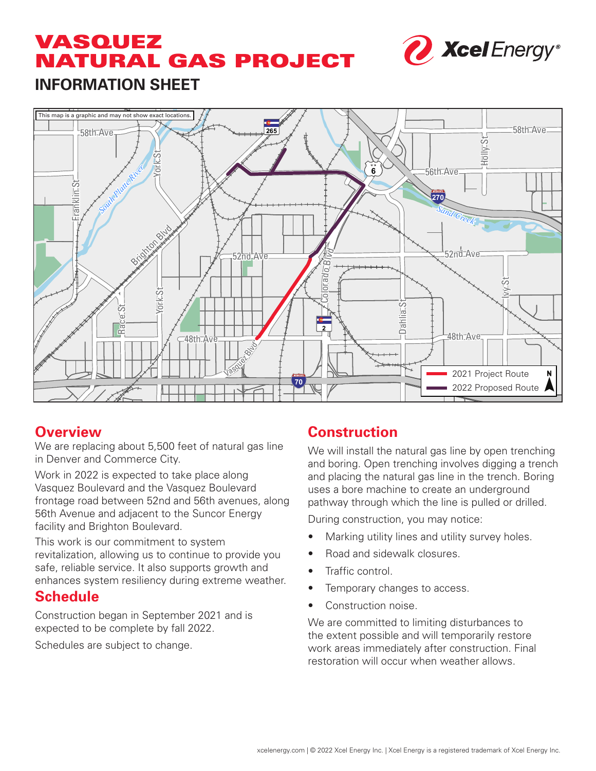# VASQUEZ NATURAL GAS PROJECT

## INFORMATION SHEET

This map is a graphic and may not show exact locations.

- 2021 Project Route
- 2022 Proposed Route

## Overview

We are replacing about 5,500 feet of natural gas line in Denver and Commerce City.

Work in 2022 is expected to take place along Vasquez Boulevard and the Vasquez Boulevard frontage road between 52nd and 56th avenues, along 56th Avenue and adjacent to the Suncor Energy facility and Brighton Boulevard.

This work is our commitment to system revitalization, allowing us to continue to provide you safe, reliable service. It also supports growth and enhances system resiliency during extreme weather.

## Schedule

Construction began in September 2021 and is expected to be complete by fall 2022.

Schedules are subject to change.

## Construction

We will install the natural gas line by open trenching and boring. Open trenching involves digging a trench and placing the natural gas line in the trench. Boring uses a bore machine to create an underground pathway through which the line is pulled or drilled.

During construction, you may notice:

- Marking utility lines and utility survey holes.
- Road and sidewalk closures.
- Traffic control.
- Temporary changes to access.
- Construction noise.

We are committed to limiting disturbances to the extent possible and will temporarily restore work areas immediately after construction. Final restoration will occur when weather allows.

xcelenergy.com | © 2022 Xcel Energy Inc. | Xcel Energy is a registered trademark of Xcel Energy Inc.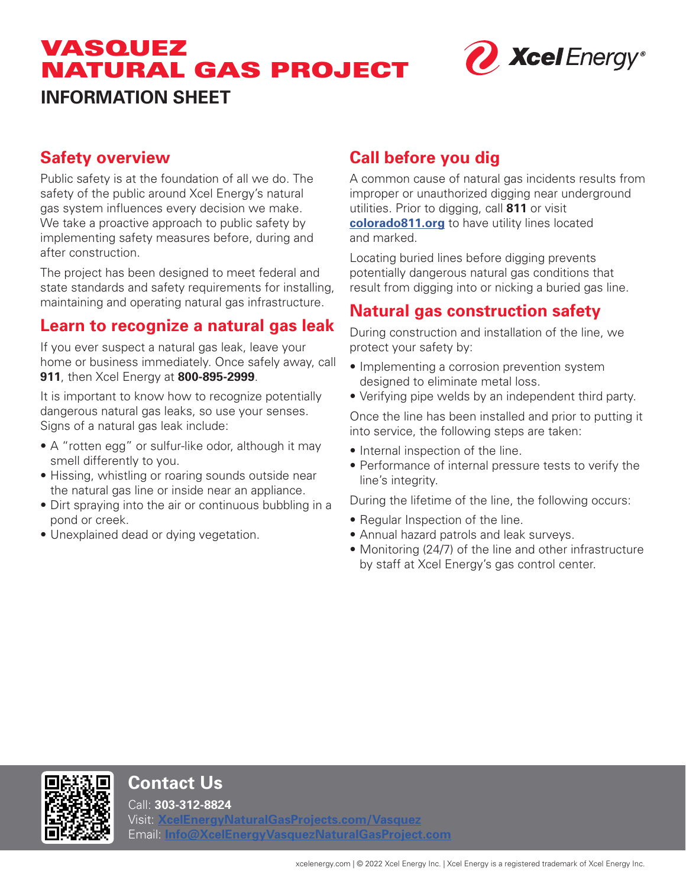# VASQUEZ NATURAL GAS PROJECT

## INFORMATION SHEET

## Safety overview

Public safety is at the foundation of all we do. The safety of the public around Xcel Energy's natural gas system influences every decision we make. We take a proactive approach to public safety by implementing safety measures before, during and after construction.

The project has been designed to meet federal and state standards and safety requirements for installing, maintaining and operating natural gas infrastructure.

## Learn to recognize a natural gas leak

If you ever suspect a natural gas leak, leave your home or business immediately. Once safely away, call **911**, then Xcel Energy at **800-895-2999**.

It is important to know how to recognize potentially dangerous natural gas leaks, so use your senses. Signs of a natural gas leak include:

- A "rotten egg" or sulfur-like odor, although it may smell differently to you.
- Hissing, whistling or roaring sounds outside near the natural gas line or inside near an appliance.
- Dirt spraying into the air or continuous bubbling in a pond or creek.
- Unexplained dead or dying vegetation.

## Call before you dig

A common cause of natural gas incidents results from improper or unauthorized digging near underground utilities. Prior to digging, call **811** or visit **colorado811.org** to have utility lines located and marked.

Locating buried lines before digging prevents potentially dangerous natural gas conditions that result from digging into or nicking a buried gas line.

## Natural gas construction safety

During construction and installation of the line, we protect your safety by:

- Implementing a corrosion prevention system designed to eliminate metal loss.
- Verifying pipe welds by an independent third party.

Once the line has been installed and prior to putting it into service, the following steps are taken:

- Internal inspection of the line.
- Performance of internal pressure tests to verify the line's integrity.

During the lifetime of the line, the following occurs:

- Regular Inspection of the line.
- Annual hazard patrols and leak surveys.
- Monitoring (24/7) of the line and other infrastructure by staff at Xcel Energy's gas control center.

## Contact Us

Call: **303-312-8824**
Visit: **XcelEnergyNaturalGasProjects.com/Vasquez**
Email: **Info@XcelEnergyVasquezNaturalGasProject.com**

xcelenergy.com | © 2022 Xcel Energy Inc. | Xcel Energy is a registered trademark of Xcel Energy Inc.